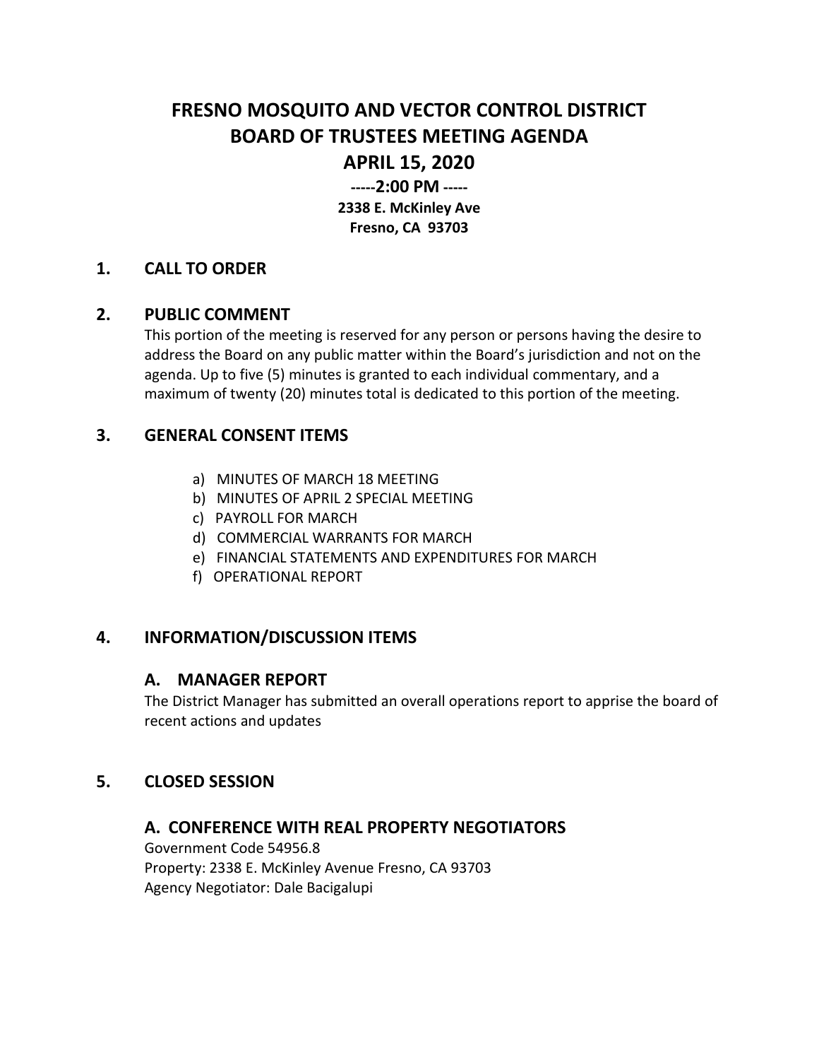# FRESNO MOSQUITO AND VECTOR CONTROL DISTRICT
# BOARD OF TRUSTEES MEETING AGENDA
# APRIL 15, 2020

**-----2:00 PM -----**

**2338 E. McKinley Ave**
**Fresno, CA 93703**

## 1. CALL TO ORDER

## 2. PUBLIC COMMENT

This portion of the meeting is reserved for any person or persons having the desire to address the Board on any public matter within the Board's jurisdiction and not on the agenda. Up to five (5) minutes is granted to each individual commentary, and a maximum of twenty (20) minutes total is dedicated to this portion of the meeting.

## 3. GENERAL CONSENT ITEMS

a) MINUTES OF MARCH 18 MEETING
b) MINUTES OF APRIL 2 SPECIAL MEETING
c) PAYROLL FOR MARCH
d) COMMERCIAL WARRANTS FOR MARCH
e) FINANCIAL STATEMENTS AND EXPENDITURES FOR MARCH
f) OPERATIONAL REPORT

## 4. INFORMATION/DISCUSSION ITEMS

### A. MANAGER REPORT

The District Manager has submitted an overall operations report to apprise the board of recent actions and updates

## 5. CLOSED SESSION

### A. CONFERENCE WITH REAL PROPERTY NEGOTIATORS

Government Code 54956.8
Property: 2338 E. McKinley Avenue Fresno, CA 93703
Agency Negotiator: Dale Bacigalupi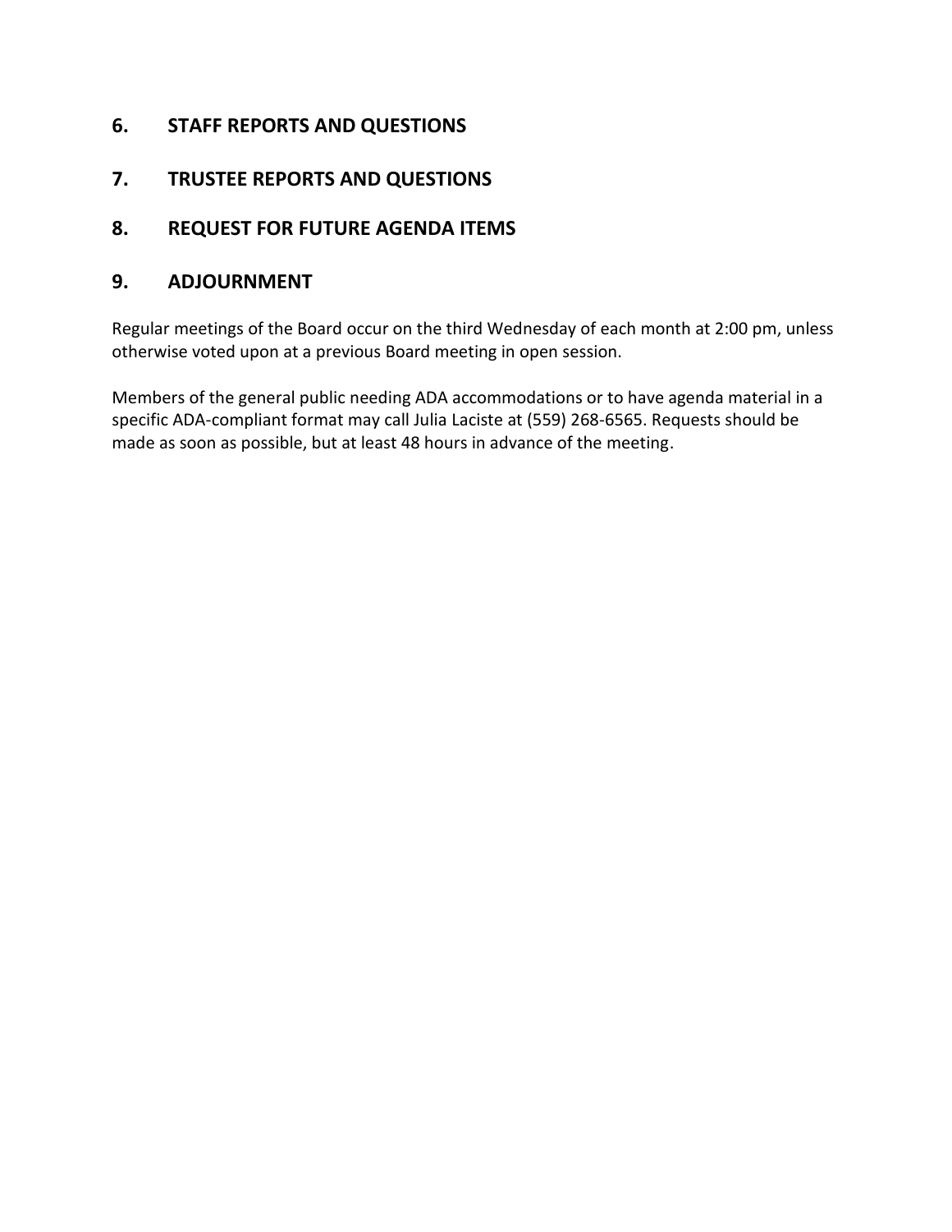## 6. STAFF REPORTS AND QUESTIONS

## 7. TRUSTEE REPORTS AND QUESTIONS

## 8. REQUEST FOR FUTURE AGENDA ITEMS

## 9. ADJOURNMENT

Regular meetings of the Board occur on the third Wednesday of each month at 2:00 pm, unless otherwise voted upon at a previous Board meeting in open session.

Members of the general public needing ADA accommodations or to have agenda material in a specific ADA-compliant format may call Julia Laciste at (559) 268-6565. Requests should be made as soon as possible, but at least 48 hours in advance of the meeting.